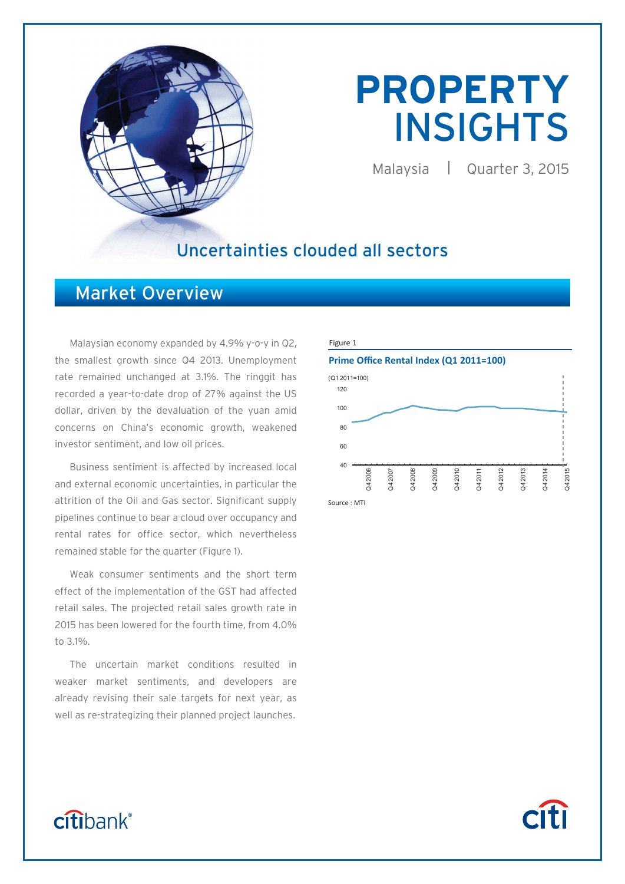# PROPERTY INSIGHTS

Malaysia | Quarter 3, 2015

## Uncertainties clouded all sectors

## Market Overview

Malaysian economy expanded by 4.9% y-o-y in Q2, the smallest growth since Q4 2013. Unemployment rate remained unchanged at 3.1%. The ringgit has recorded a year-to-date drop of 27% against the US dollar, driven by the devaluation of the yuan amid concerns on China's economic growth, weakened investor sentiment, and low oil prices.

Business sentiment is affected by increased local and external economic uncertainties, in particular the attrition of the Oil and Gas sector. Significant supply pipelines continue to bear a cloud over occupancy and rental rates for office sector, which nevertheless remained stable for the quarter (Figure 1).

Weak consumer sentiments and the short term effect of the implementation of the GST had affected retail sales. The projected retail sales growth rate in 2015 has been lowered for the fourth time, from 4.0% to 3.1%.

The uncertain market conditions resulted in weaker market sentiments, and developers are already revising their sale targets for next year, as well as re-strategizing their planned project launches.

Figure 1

**Prime Office Rental Index (Q1 2011=100)**

(Q1 2011=100)

Source : MTI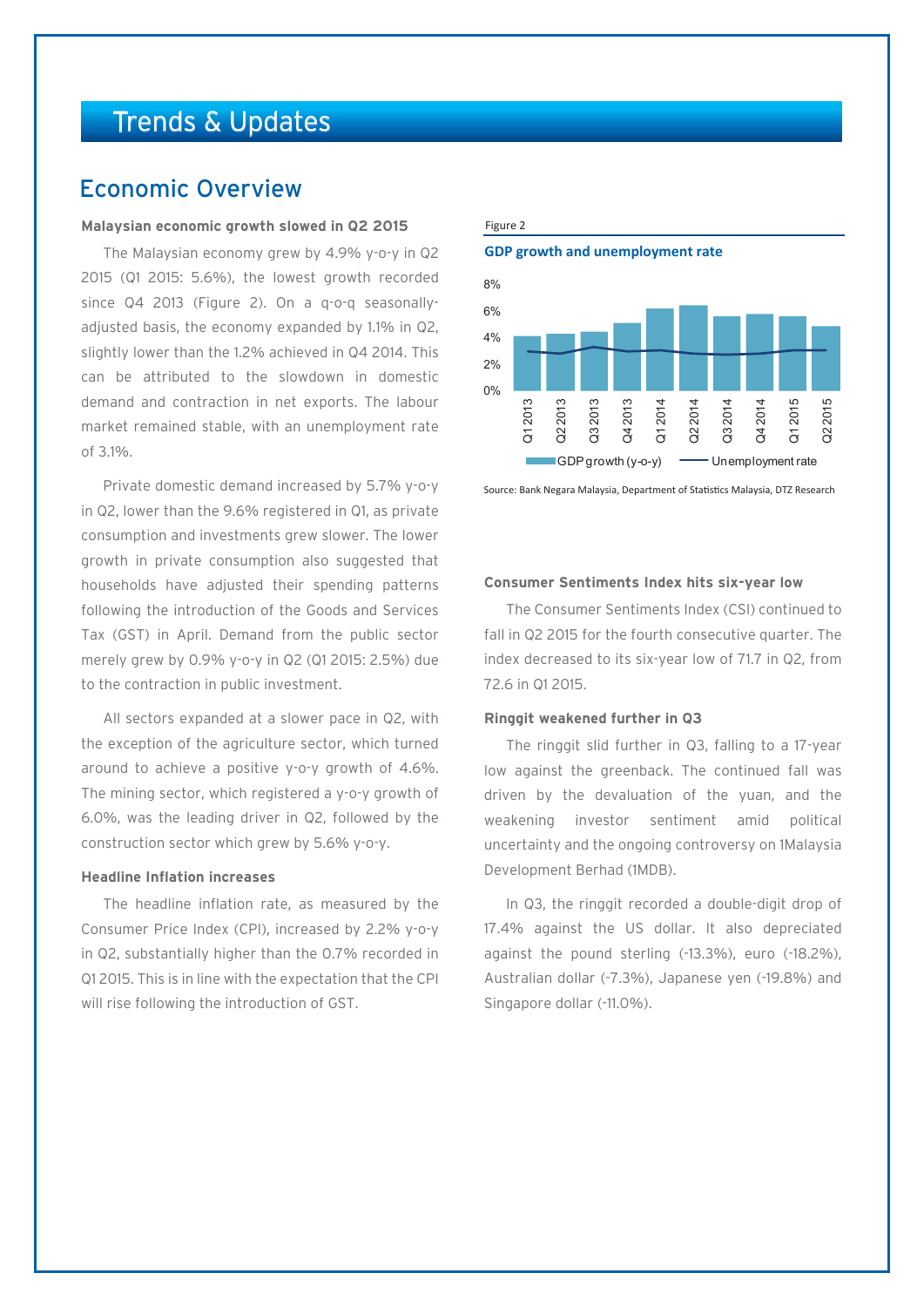# Trends & Updates

## Economic Overview

**Malaysian economic growth slowed in Q2 2015**

The Malaysian economy grew by 4.9% y-o-y in Q2 2015 (Q1 2015: 5.6%), the lowest growth recorded since Q4 2013 (Figure 2). On a q-o-q seasonally-adjusted basis, the economy expanded by 1.1% in Q2, slightly lower than the 1.2% achieved in Q4 2014. This can be attributed to the slowdown in domestic demand and contraction in net exports. The labour market remained stable, with an unemployment rate of 3.1%.

Private domestic demand increased by 5.7% y-o-y in Q2, lower than the 9.6% registered in Q1, as private consumption and investments grew slower. The lower growth in private consumption also suggested that households have adjusted their spending patterns following the introduction of the Goods and Services Tax (GST) in April. Demand from the public sector merely grew by 0.9% y-o-y in Q2 (Q1 2015: 2.5%) due to the contraction in public investment.

All sectors expanded at a slower pace in Q2, with the exception of the agriculture sector, which turned around to achieve a positive y-o-y growth of 4.6%. The mining sector, which registered a y-o-y growth of 6.0%, was the leading driver in Q2, followed by the construction sector which grew by 5.6% y-o-y.

**Headline Inflation increases**

The headline inflation rate, as measured by the Consumer Price Index (CPI), increased by 2.2% y-o-y in Q2, substantially higher than the 0.7% recorded in Q1 2015. This is in line with the expectation that the CPI will rise following the introduction of GST.

Figure 2

**GDP growth and unemployment rate**

Source: Bank Negara Malaysia, Department of Statistics Malaysia, DTZ Research

**Consumer Sentiments Index hits six-year low**

The Consumer Sentiments Index (CSI) continued to fall in Q2 2015 for the fourth consecutive quarter. The index decreased to its six-year low of 71.7 in Q2, from 72.6 in Q1 2015.

**Ringgit weakened further in Q3**

The ringgit slid further in Q3, falling to a 17-year low against the greenback. The continued fall was driven by the devaluation of the yuan, and the weakening investor sentiment amid political uncertainty and the ongoing controversy on 1Malaysia Development Berhad (1MDB).

In Q3, the ringgit recorded a double-digit drop of 17.4% against the US dollar. It also depreciated against the pound sterling (-13.3%), euro (-18.2%), Australian dollar (-7.3%), Japanese yen (-19.8%) and Singapore dollar (-11.0%).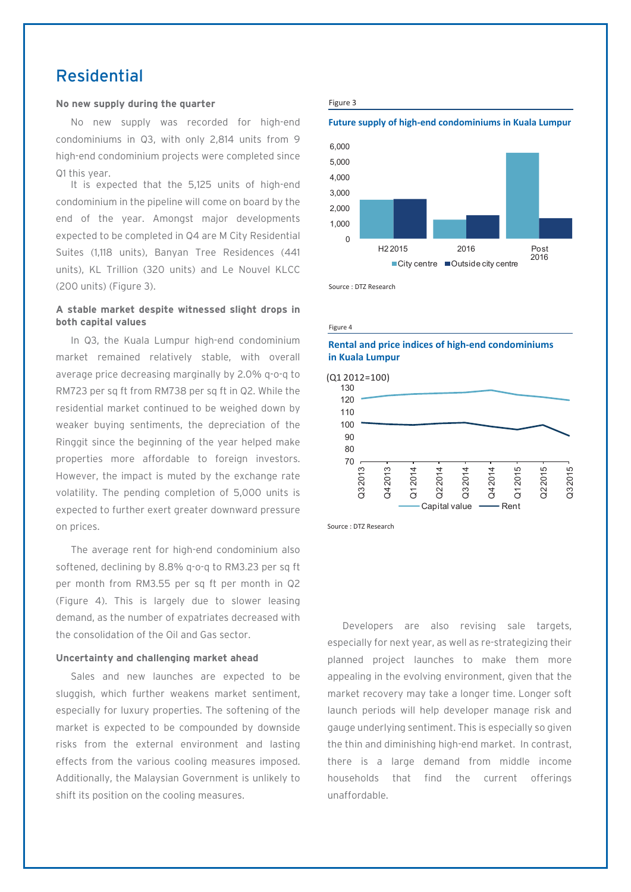# Residential

### No new supply during the quarter

No new supply was recorded for high-end condominiums in Q3, with only 2,814 units from 9 high-end condominium projects were completed since Q1 this year.

It is expected that the 5,125 units of high-end condominium in the pipeline will come on board by the end of the year. Amongst major developments expected to be completed in Q4 are M City Residential Suites (1,118 units), Banyan Tree Residences (441 units), KL Trillion (320 units) and Le Nouvel KLCC (200 units) (Figure 3).

### A stable market despite witnessed slight drops in both capital values

In Q3, the Kuala Lumpur high-end condominium market remained relatively stable, with overall average price decreasing marginally by 2.0% q-o-q to RM723 per sq ft from RM738 per sq ft in Q2. While the residential market continued to be weighed down by weaker buying sentiments, the depreciation of the Ringgit since the beginning of the year helped make properties more affordable to foreign investors. However, the impact is muted by the exchange rate volatility. The pending completion of 5,000 units is expected to further exert greater downward pressure on prices.

The average rent for high-end condominium also softened, declining by 8.8% q-o-q to RM3.23 per sq ft per month from RM3.55 per sq ft per month in Q2 (Figure 4). This is largely due to slower leasing demand, as the number of expatriates decreased with the consolidation of the Oil and Gas sector.

### Uncertainty and challenging market ahead

Sales and new launches are expected to be sluggish, which further weakens market sentiment, especially for luxury properties. The softening of the market is expected to be compounded by downside risks from the external environment and lasting effects from the various cooling measures imposed. Additionally, the Malaysian Government is unlikely to shift its position on the cooling measures.

Figure 3

**Future supply of high-end condominiums in Kuala Lumpur**

Source : DTZ Research

Figure 4

**Rental and price indices of high-end condominiums in Kuala Lumpur**

Source : DTZ Research

Developers are also revising sale targets, especially for next year, as well as re-strategizing their planned project launches to make them more appealing in the evolving environment, given that the market recovery may take a longer time. Longer soft launch periods will help developer manage risk and gauge underlying sentiment. This is especially so given the thin and diminishing high-end market. In contrast, there is a large demand from middle income households that find the current offerings unaffordable.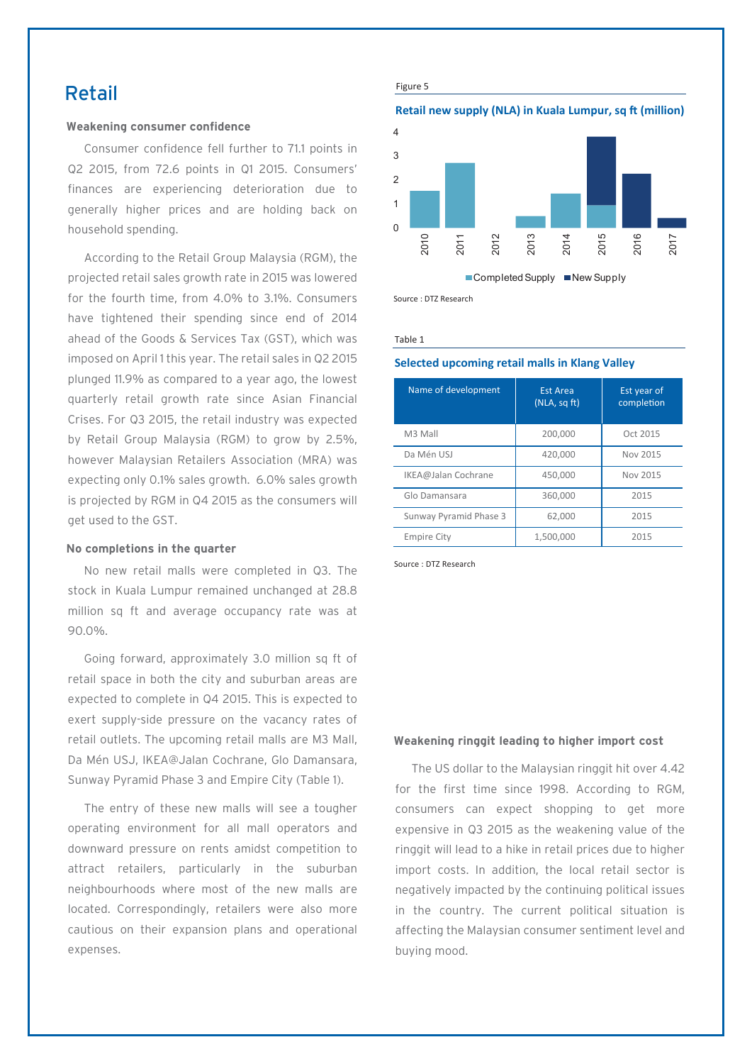# Retail

### Weakening consumer confidence

Consumer confidence fell further to 71.1 points in Q2 2015, from 72.6 points in Q1 2015. Consumers' finances are experiencing deterioration due to generally higher prices and are holding back on household spending.

According to the Retail Group Malaysia (RGM), the projected retail sales growth rate in 2015 was lowered for the fourth time, from 4.0% to 3.1%. Consumers have tightened their spending since end of 2014 ahead of the Goods & Services Tax (GST), which was imposed on April 1 this year. The retail sales in Q2 2015 plunged 11.9% as compared to a year ago, the lowest quarterly retail growth rate since Asian Financial Crises. For Q3 2015, the retail industry was expected by Retail Group Malaysia (RGM) to grow by 2.5%, however Malaysian Retailers Association (MRA) was expecting only 0.1% sales growth. 6.0% sales growth is projected by RGM in Q4 2015 as the consumers will get used to the GST.

### No completions in the quarter

No new retail malls were completed in Q3. The stock in Kuala Lumpur remained unchanged at 28.8 million sq ft and average occupancy rate was at 90.0%.

Going forward, approximately 3.0 million sq ft of retail space in both the city and suburban areas are expected to complete in Q4 2015. This is expected to exert supply-side pressure on the vacancy rates of retail outlets. The upcoming retail malls are M3 Mall, Da Mén USJ, IKEA@Jalan Cochrane, Glo Damansara, Sunway Pyramid Phase 3 and Empire City (Table 1).

The entry of these new malls will see a tougher operating environment for all mall operators and downward pressure on rents amidst competition to attract retailers, particularly in the suburban neighbourhoods where most of the new malls are located. Correspondingly, retailers were also more cautious on their expansion plans and operational expenses.

Figure 5

**Retail new supply (NLA) in Kuala Lumpur, sq ft (million)**

Source : DTZ Research

Table 1

**Selected upcoming retail malls in Klang Valley**

| Name of development | Est Area (NLA, sq ft) | Est year of completion |
|---|---|---|
| M3 Mall | 200,000 | Oct 2015 |
| Da Mén USJ | 420,000 | Nov 2015 |
| IKEA@Jalan Cochrane | 450,000 | Nov 2015 |
| Glo Damansara | 360,000 | 2015 |
| Sunway Pyramid Phase 3 | 62,000 | 2015 |
| Empire City | 1,500,000 | 2015 |

Source : DTZ Research

### Weakening ringgit leading to higher import cost

The US dollar to the Malaysian ringgit hit over 4.42 for the first time since 1998. According to RGM, consumers can expect shopping to get more expensive in Q3 2015 as the weakening value of the ringgit will lead to a hike in retail prices due to higher import costs. In addition, the local retail sector is negatively impacted by the continuing political issues in the country. The current political situation is affecting the Malaysian consumer sentiment level and buying mood.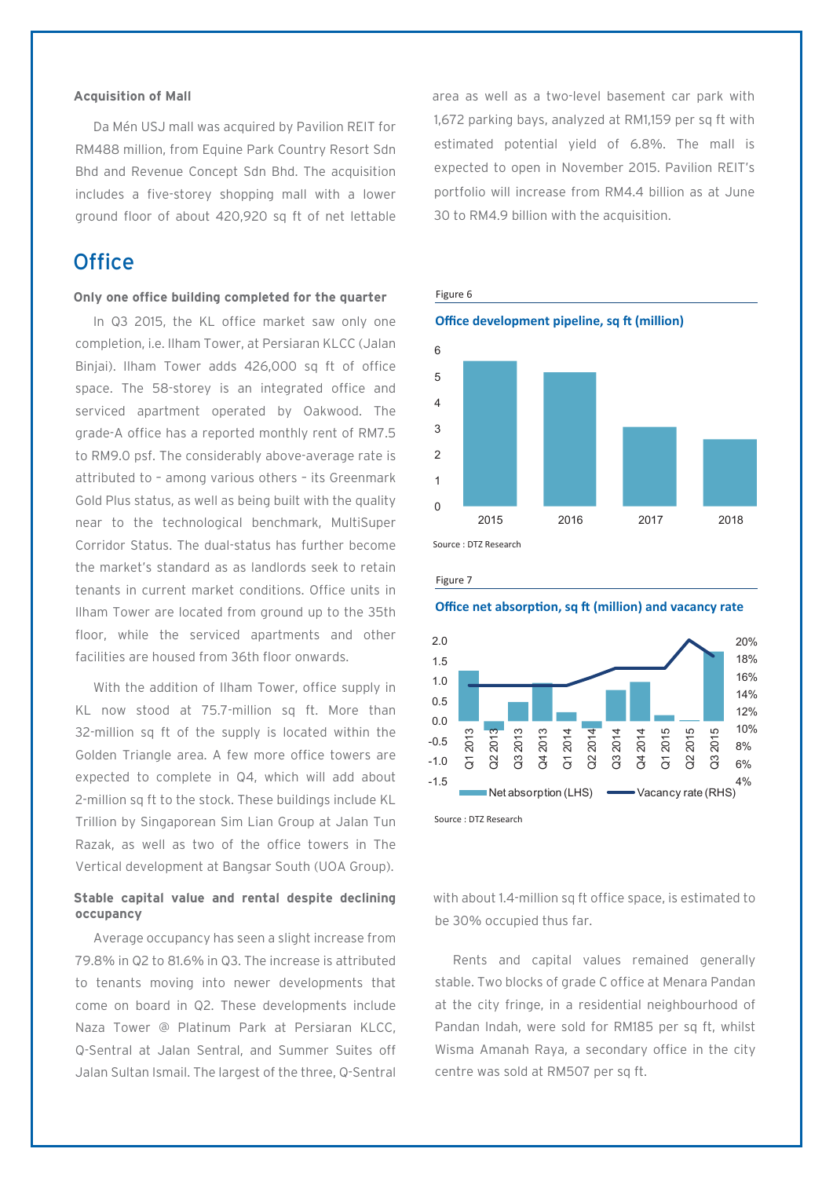### Acquisition of Mall

Da Mén USJ mall was acquired by Pavilion REIT for RM488 million, from Equine Park Country Resort Sdn Bhd and Revenue Concept Sdn Bhd. The acquisition includes a five-storey shopping mall with a lower ground floor of about 420,920 sq ft of net lettable area as well as a two-level basement car park with 1,672 parking bays, analyzed at RM1,159 per sq ft with estimated potential yield of 6.8%. The mall is expected to open in November 2015. Pavilion REIT's portfolio will increase from RM4.4 billion as at June 30 to RM4.9 billion with the acquisition.

## Office

### Only one office building completed for the quarter

In Q3 2015, the KL office market saw only one completion, i.e. Ilham Tower, at Persiaran KLCC (Jalan Binjai). Ilham Tower adds 426,000 sq ft of office space. The 58-storey is an integrated office and serviced apartment operated by Oakwood. The grade-A office has a reported monthly rent of RM7.5 to RM9.0 psf. The considerably above-average rate is attributed to – among various others – its Greenmark Gold Plus status, as well as being built with the quality near to the technological benchmark, MultiSuper Corridor Status. The dual-status has further become the market's standard as as landlords seek to retain tenants in current market conditions. Office units in Ilham Tower are located from ground up to the 35th floor, while the serviced apartments and other facilities are housed from 36th floor onwards.

With the addition of Ilham Tower, office supply in KL now stood at 75.7-million sq ft. More than 32-million sq ft of the supply is located within the Golden Triangle area. A few more office towers are expected to complete in Q4, which will add about 2-million sq ft to the stock. These buildings include KL Trillion by Singaporean Sim Lian Group at Jalan Tun Razak, as well as two of the office towers in The Vertical development at Bangsar South (UOA Group).

Figure 6

**Office development pipeline, sq ft (million)**

Source : DTZ Research

Figure 7

**Office net absorption, sq ft (million) and vacancy rate**

Source : DTZ Research

### Stable capital value and rental despite declining occupancy

Average occupancy has seen a slight increase from 79.8% in Q2 to 81.6% in Q3. The increase is attributed to tenants moving into newer developments that come on board in Q2. These developments include Naza Tower @ Platinum Park at Persiaran KLCC, Q-Sentral at Jalan Sentral, and Summer Suites off Jalan Sultan Ismail. The largest of the three, Q-Sentral with about 1.4-million sq ft office space, is estimated to be 30% occupied thus far.

Rents and capital values remained generally stable. Two blocks of grade C office at Menara Pandan at the city fringe, in a residential neighbourhood of Pandan Indah, were sold for RM185 per sq ft, whilst Wisma Amanah Raya, a secondary office in the city centre was sold at RM507 per sq ft.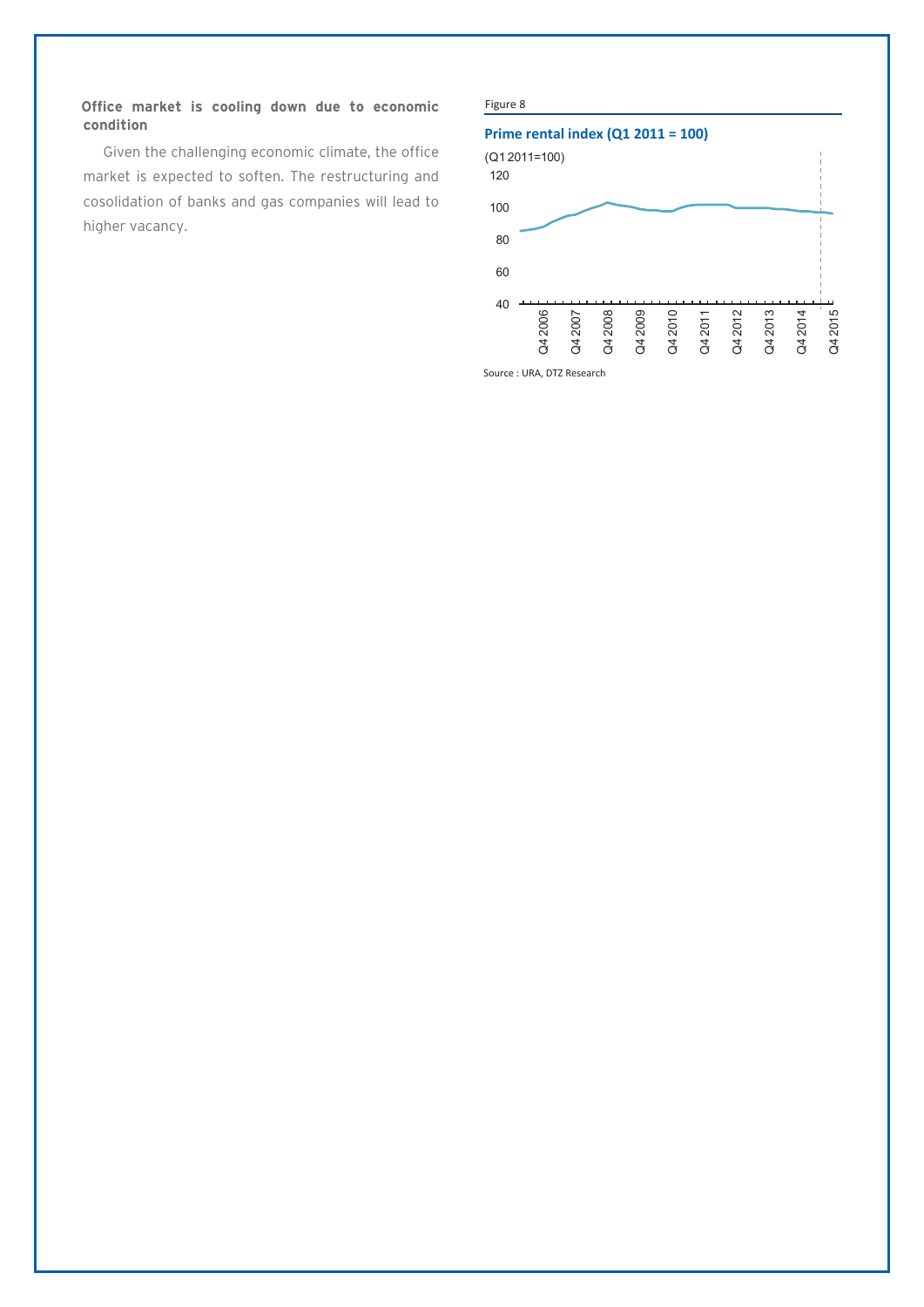**Office market is cooling down due to economic condition**

Given the challenging economic climate, the office market is expected to soften. The restructuring and cosolidation of banks and gas companies will lead to higher vacancy.

Figure 8

**Prime rental index (Q1 2011 = 100)**

Source : URA, DTZ Research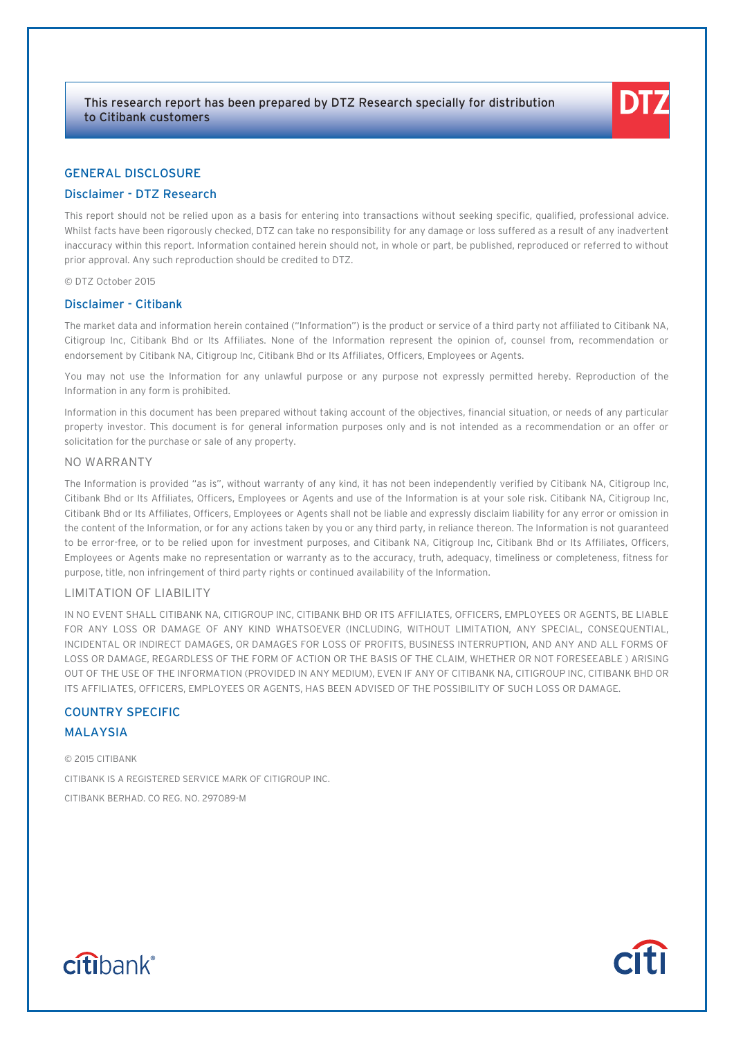This research report has been prepared by DTZ Research specially for distribution to Citibank customers

## GENERAL DISCLOSURE

### Disclaimer - DTZ Research

This report should not be relied upon as a basis for entering into transactions without seeking specific, qualified, professional advice. Whilst facts have been rigorously checked, DTZ can take no responsibility for any damage or loss suffered as a result of any inadvertent inaccuracy within this report. Information contained herein should not, in whole or part, be published, reproduced or referred to without prior approval. Any such reproduction should be credited to DTZ.

© DTZ October 2015

### Disclaimer - Citibank

The market data and information herein contained ("Information") is the product or service of a third party not affiliated to Citibank NA, Citigroup Inc, Citibank Bhd or Its Affiliates. None of the Information represent the opinion of, counsel from, recommendation or endorsement by Citibank NA, Citigroup Inc, Citibank Bhd or Its Affiliates, Officers, Employees or Agents.

You may not use the Information for any unlawful purpose or any purpose not expressly permitted hereby. Reproduction of the Information in any form is prohibited.

Information in this document has been prepared without taking account of the objectives, financial situation, or needs of any particular property investor. This document is for general information purposes only and is not intended as a recommendation or an offer or solicitation for the purchase or sale of any property.

#### NO WARRANTY

The Information is provided "as is", without warranty of any kind, it has not been independently verified by Citibank NA, Citigroup Inc, Citibank Bhd or Its Affiliates, Officers, Employees or Agents and use of the Information is at your sole risk. Citibank NA, Citigroup Inc, Citibank Bhd or Its Affiliates, Officers, Employees or Agents shall not be liable and expressly disclaim liability for any error or omission in the content of the Information, or for any actions taken by you or any third party, in reliance thereon. The Information is not guaranteed to be error-free, or to be relied upon for investment purposes, and Citibank NA, Citigroup Inc, Citibank Bhd or Its Affiliates, Officers, Employees or Agents make no representation or warranty as to the accuracy, truth, adequacy, timeliness or completeness, fitness for purpose, title, non infringement of third party rights or continued availability of the Information.

#### LIMITATION OF LIABILITY

IN NO EVENT SHALL CITIBANK NA, CITIGROUP INC, CITIBANK BHD OR ITS AFFILIATES, OFFICERS, EMPLOYEES OR AGENTS, BE LIABLE FOR ANY LOSS OR DAMAGE OF ANY KIND WHATSOEVER (INCLUDING, WITHOUT LIMITATION, ANY SPECIAL, CONSEQUENTIAL, INCIDENTAL OR INDIRECT DAMAGES, OR DAMAGES FOR LOSS OF PROFITS, BUSINESS INTERRUPTION, AND ANY AND ALL FORMS OF LOSS OR DAMAGE, REGARDLESS OF THE FORM OF ACTION OR THE BASIS OF THE CLAIM, WHETHER OR NOT FORESEEABLE ) ARISING OUT OF THE USE OF THE INFORMATION (PROVIDED IN ANY MEDIUM), EVEN IF ANY OF CITIBANK NA, CITIGROUP INC, CITIBANK BHD OR ITS AFFILIATES, OFFICERS, EMPLOYEES OR AGENTS, HAS BEEN ADVISED OF THE POSSIBILITY OF SUCH LOSS OR DAMAGE.

## COUNTRY SPECIFIC

### MALAYSIA

© 2015 CITIBANK

CITIBANK IS A REGISTERED SERVICE MARK OF CITIGROUP INC.

CITIBANK BERHAD. CO REG. NO. 297089-M